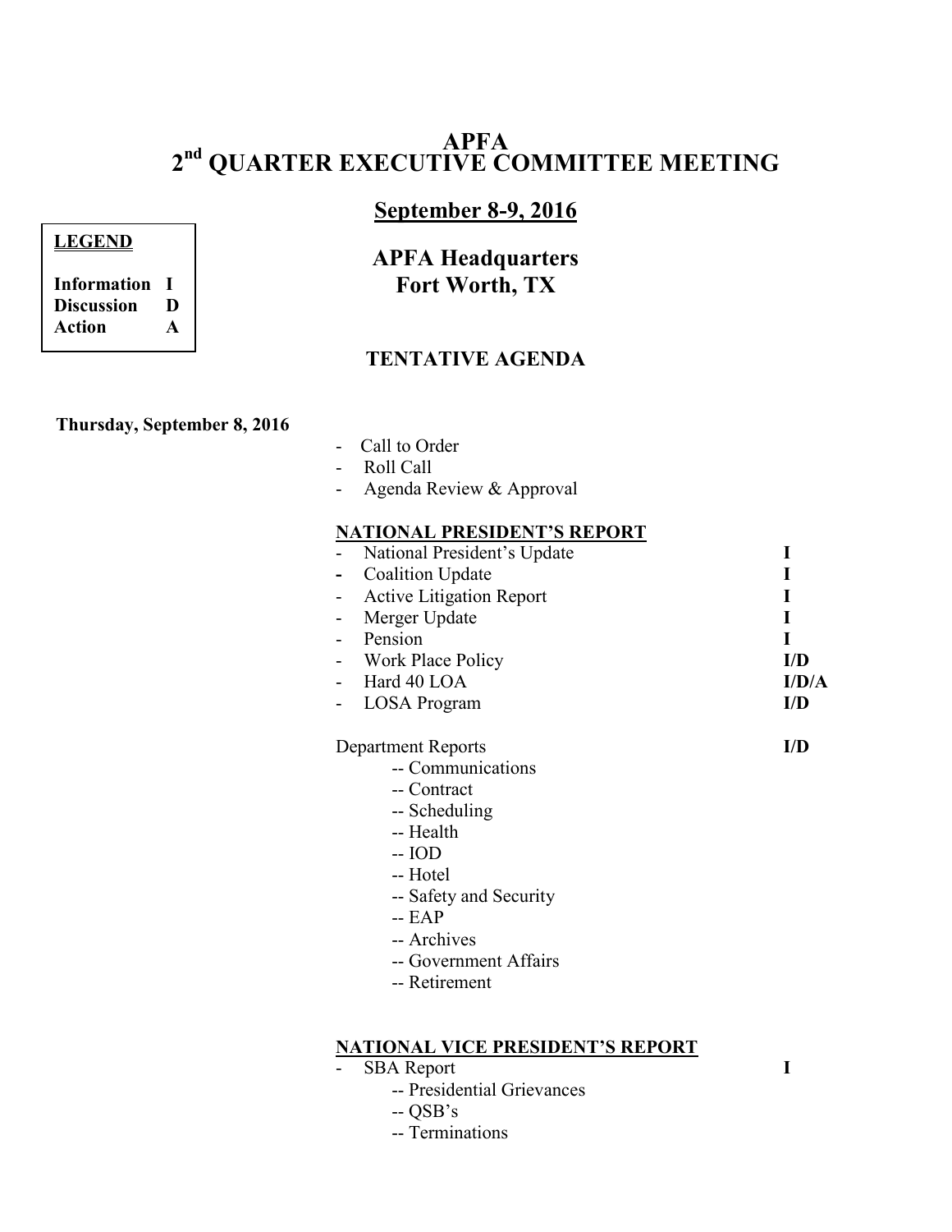# APFA
# 2nd QUARTER EXECUTIVE COMMITTEE MEETING

## September 8-9, 2016

**LEGEND**

| | |
|---|---|
| Information | I |
| Discussion | D |
| Action | A |

## APFA Headquarters
## Fort Worth, TX

### TENTATIVE AGENDA

**Thursday, September 8, 2016**

- Call to Order
- Roll Call
- Agenda Review & Approval

**NATIONAL PRESIDENT'S REPORT**

| | |
|---|---|
| - National President's Update | I |
| - Coalition Update | I |
| - Active Litigation Report | I |
| - Merger Update | I |
| - Pension | I |
| - Work Place Policy | I/D |
| - Hard 40 LOA | I/D/A |
| - LOSA Program | I/D |
| Department Reports | I/D |

-- Communications
-- Contract
-- Scheduling
-- Health
-- IOD
-- Hotel
-- Safety and Security
-- EAP
-- Archives
-- Government Affairs
-- Retirement

**NATIONAL VICE PRESIDENT'S REPORT**

| | |
|---|---|
| - SBA Report | I |

-- Presidential Grievances
-- QSB's
-- Terminations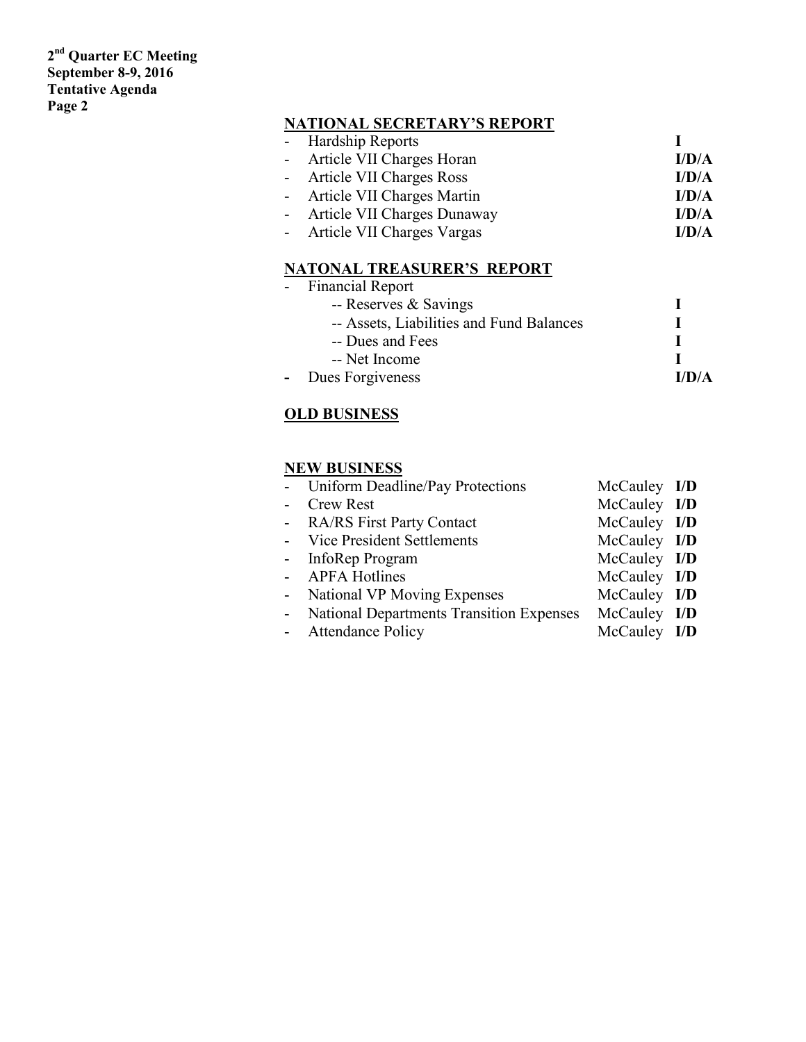## NATIONAL SECRETARY'S REPORT

| | |
|---|---|
| - Hardship Reports | **I** |
| - Article VII Charges Horan | **I/D/A** |
| - Article VII Charges Ross | **I/D/A** |
| - Article VII Charges Martin | **I/D/A** |
| - Article VII Charges Dunaway | **I/D/A** |
| - Article VII Charges Vargas | **I/D/A** |

## NATONAL TREASURER'S REPORT

| | |
|---|---|
| - Financial Report | |
| -- Reserves & Savings | **I** |
| -- Assets, Liabilities and Fund Balances | **I** |
| -- Dues and Fees | **I** |
| -- Net Income | **I** |
| - Dues Forgiveness | **I/D/A** |

## OLD BUSINESS

## NEW BUSINESS

| | | |
|---|---|---|
| - Uniform Deadline/Pay Protections | McCauley | **I/D** |
| - Crew Rest | McCauley | **I/D** |
| - RA/RS First Party Contact | McCauley | **I/D** |
| - Vice President Settlements | McCauley | **I/D** |
| - InfoRep Program | McCauley | **I/D** |
| - APFA Hotlines | McCauley | **I/D** |
| - National VP Moving Expenses | McCauley | **I/D** |
| - National Departments Transition Expenses | McCauley | **I/D** |
| - Attendance Policy | McCauley | **I/D** |